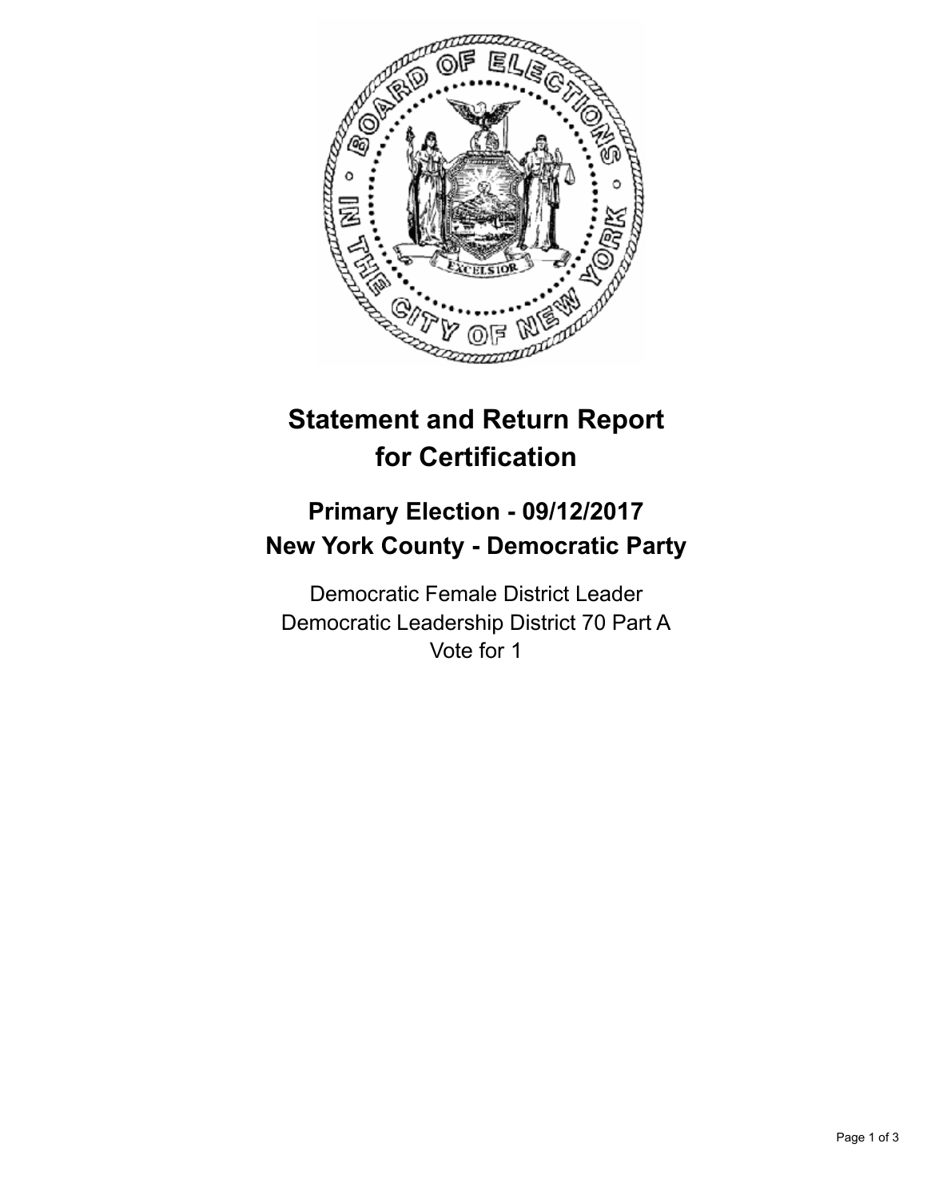# Statement and Return Report for Certification

## Primary Election - 09/12/2017
## New York County - Democratic Party

Democratic Female District Leader
Democratic Leadership District 70 Part A
Vote for 1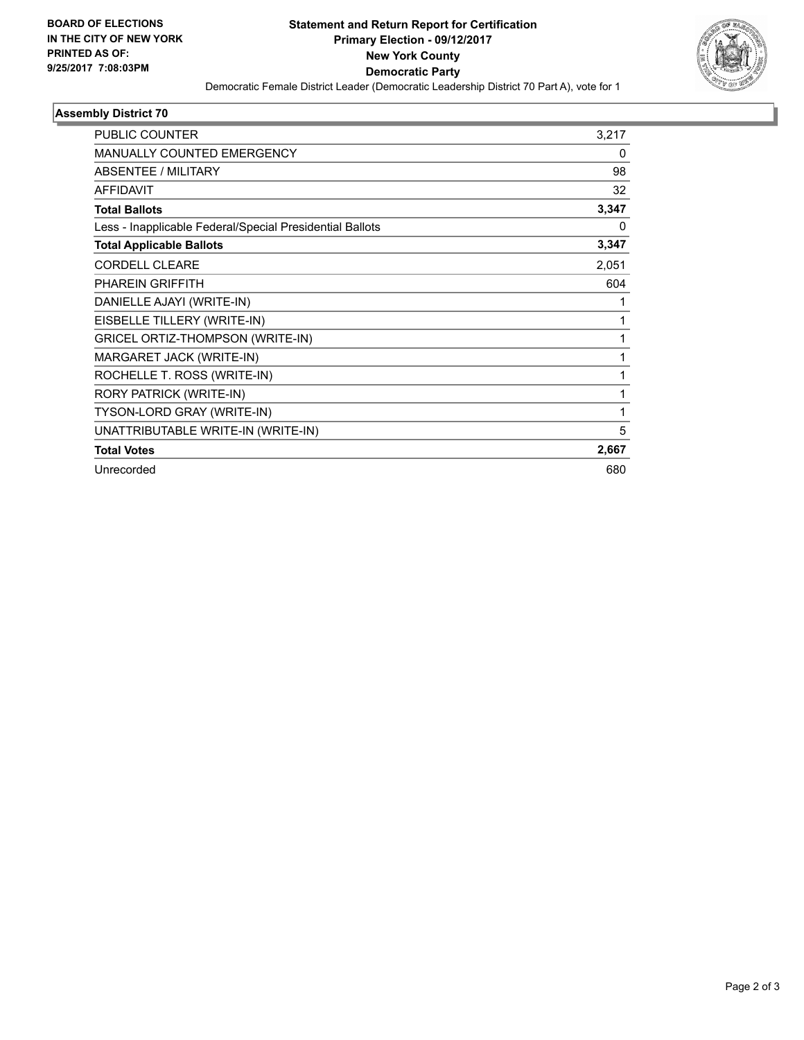**BOARD OF ELECTIONS IN THE CITY OF NEW YORK PRINTED AS OF: 9/25/2017 7:08:03PM**

**Statement and Return Report for Certification**
**Primary Election - 09/12/2017**
**New York County**
**Democratic Party**

Democratic Female District Leader (Democratic Leadership District 70 Part A), vote for 1

## Assembly District 70

| | |
|---|---|
| PUBLIC COUNTER | 3,217 |
| MANUALLY COUNTED EMERGENCY | 0 |
| ABSENTEE / MILITARY | 98 |
| AFFIDAVIT | 32 |
| **Total Ballots** | **3,347** |
| Less - Inapplicable Federal/Special Presidential Ballots | 0 |
| **Total Applicable Ballots** | **3,347** |
| CORDELL CLEARE | 2,051 |
| PHAREIN GRIFFITH | 604 |
| DANIELLE AJAYI (WRITE-IN) | 1 |
| EISBELLE TILLERY (WRITE-IN) | 1 |
| GRICEL ORTIZ-THOMPSON (WRITE-IN) | 1 |
| MARGARET JACK (WRITE-IN) | 1 |
| ROCHELLE T. ROSS (WRITE-IN) | 1 |
| RORY PATRICK (WRITE-IN) | 1 |
| TYSON-LORD GRAY (WRITE-IN) | 1 |
| UNATTRIBUTABLE WRITE-IN (WRITE-IN) | 5 |
| **Total Votes** | **2,667** |
| Unrecorded | 680 |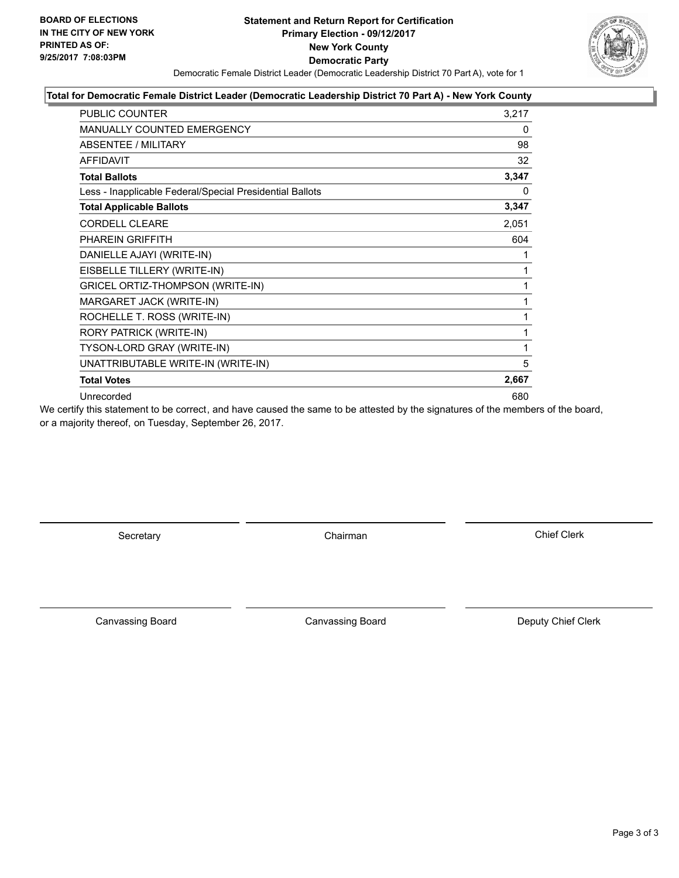**BOARD OF ELECTIONS**
**IN THE CITY OF NEW YORK**
**PRINTED AS OF:**
**9/25/2017 7:08:03PM**

**Statement and Return Report for Certification**
**Primary Election - 09/12/2017**
**New York County**
**Democratic Party**

Democratic Female District Leader (Democratic Leadership District 70 Part A), vote for 1

**Total for Democratic Female District Leader (Democratic Leadership District 70 Part A) - New York County**

| | |
|---|---|
| PUBLIC COUNTER | 3,217 |
| MANUALLY COUNTED EMERGENCY | 0 |
| ABSENTEE / MILITARY | 98 |
| AFFIDAVIT | 32 |
| **Total Ballots** | **3,347** |
| Less - Inapplicable Federal/Special Presidential Ballots | 0 |
| **Total Applicable Ballots** | **3,347** |
| CORDELL CLEARE | 2,051 |
| PHAREIN GRIFFITH | 604 |
| DANIELLE AJAYI (WRITE-IN) | 1 |
| EISBELLE TILLERY (WRITE-IN) | 1 |
| GRICEL ORTIZ-THOMPSON (WRITE-IN) | 1 |
| MARGARET JACK (WRITE-IN) | 1 |
| ROCHELLE T. ROSS (WRITE-IN) | 1 |
| RORY PATRICK (WRITE-IN) | 1 |
| TYSON-LORD GRAY (WRITE-IN) | 1 |
| UNATTRIBUTABLE WRITE-IN (WRITE-IN) | 5 |
| **Total Votes** | **2,667** |
| Unrecorded | 680 |

We certify this statement to be correct, and have caused the same to be attested by the signatures of the members of the board, or a majority thereof, on Tuesday, September 26, 2017.

Secretary | Chairman | Chief Clerk

Canvassing Board | Canvassing Board | Deputy Chief Clerk